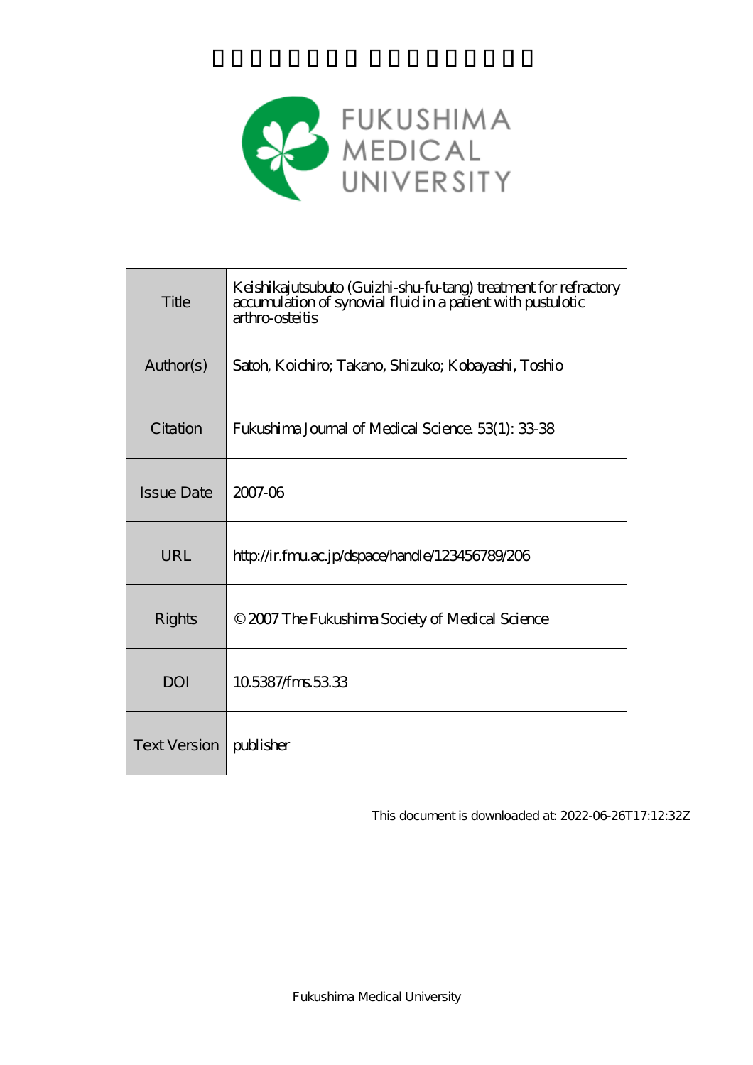FUKUSHIMA MEDICAL UNIVERSITY

| Title | Keishikajutsubuto (Guizhi-shu-fu-tang) treatment for refractory accumulation of synovial fluid in a patient with pustulotic arthro-osteitis |
| --- | --- |
| Author(s) | Satoh, Koichiro; Takano, Shizuko; Kobayashi, Toshio |
| Citation | Fukushima Journal of Medical Science. 53(1): 33-38 |
| Issue Date | 2007-06 |
| URL | http://ir.fmu.ac.jp/dspace/handle/123456789/206 |
| Rights | © 2007 The Fukushima Society of Medical Science |
| DOI | 10.5387/fms.53.33 |
| Text Version | publisher |

This document is downloaded at: 2022-06-26T17:12:32Z

Fukushima Medical University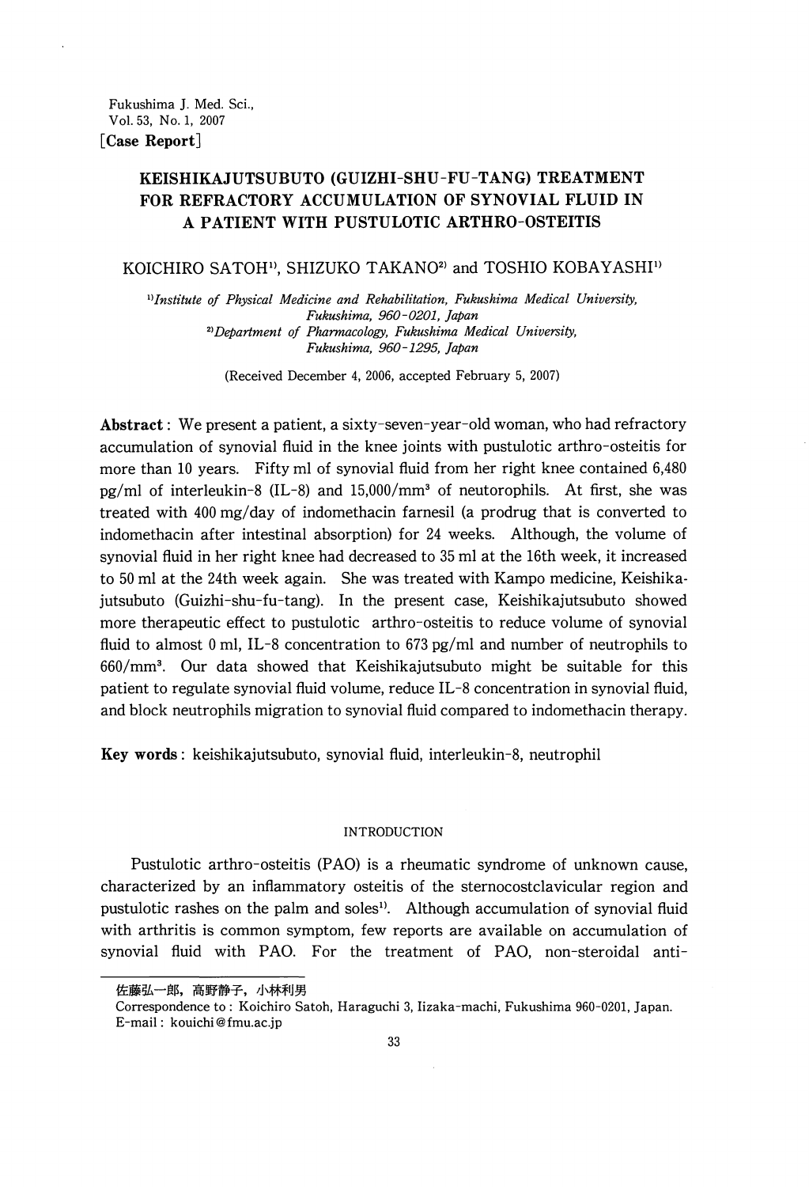[Case Report]

# KEISHIKAJUTSUBUTO (GUIZHI-SHU-FU-TANG) TREATMENT FOR REFRACTORY ACCUMULATION OF SYNOVIAL FLUID IN A PATIENT WITH PUSTULOTIC ARTHRO-OSTEITIS

KOICHIRO SATOH[1], SHIZUKO TAKANO[2] and TOSHIO KOBAYASHI[1]

[1]*Institute of Physical Medicine and Rehabilitation, Fukushima Medical University, Fukushima, 960-0201, Japan*
[2]*Department of Pharmacology, Fukushima Medical University, Fukushima, 960-1295, Japan*

(Received December 4, 2006, accepted February 5, 2007)

**Abstract** : We present a patient, a sixty-seven-year-old woman, who had refractory accumulation of synovial fluid in the knee joints with pustulotic arthro-osteitis for more than 10 years. Fifty ml of synovial fluid from her right knee contained 6,480 pg/ml of interleukin-8 (IL-8) and 15,000/mm$^3$ of neutorophils. At first, she was treated with 400 mg/day of indomethacin farnesil (a prodrug that is converted to indomethacin after intestinal absorption) for 24 weeks. Although, the volume of synovial fluid in her right knee had decreased to 35 ml at the 16th week, it increased to 50 ml at the 24th week again. She was treated with Kampo medicine, Keishikajutsubuto (Guizhi-shu-fu-tang). In the present case, Keishikajutsubuto showed more therapeutic effect to pustulotic arthro-osteitis to reduce volume of synovial fluid to almost 0 ml, IL-8 concentration to 673 pg/ml and number of neutrophils to 660/mm$^3$. Our data showed that Keishikajutsubuto might be suitable for this patient to regulate synovial fluid volume, reduce IL-8 concentration in synovial fluid, and block neutrophils migration to synovial fluid compared to indomethacin therapy.

**Key words** : keishikajutsubuto, synovial fluid, interleukin-8, neutrophil

## INTRODUCTION

Pustulotic arthro-osteitis (PAO) is a rheumatic syndrome of unknown cause, characterized by an inflammatory osteitis of the sternocostclavicular region and pustulotic rashes on the palm and soles[1]. Although accumulation of synovial fluid with arthritis is common symptom, few reports are available on accumulation of synovial fluid with PAO. For the treatment of PAO, non-steroidal anti-

佐藤弘一郎，高野静子，小林利男

Correspondence to : Koichiro Satoh, Haraguchi 3, Iizaka-machi, Fukushima 960-0201, Japan.
E-mail : kouichi@fmu.ac.jp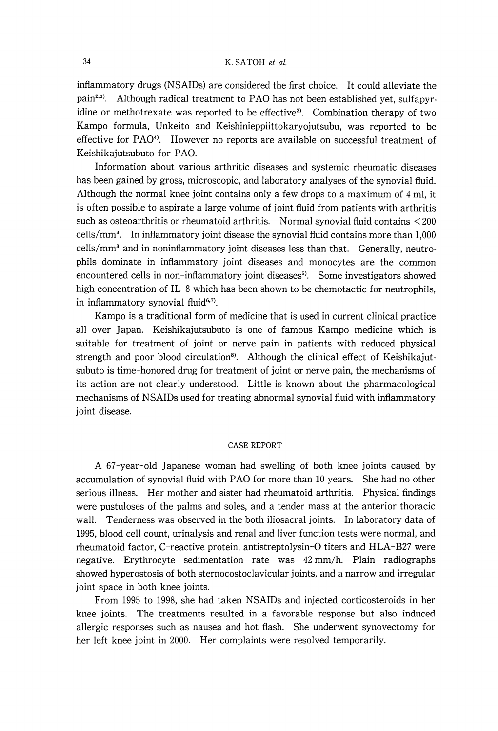inflammatory drugs (NSAIDs) are considered the first choice. It could alleviate the pain[2,3]. Although radical treatment to PAO has not been established yet, sulfapyridine or methotrexate was reported to be effective[2]. Combination therapy of two Kampo formula, Unkeito and Keishinieppiittokaryojutsubu, was reported to be effective for PAO[4]. However no reports are available on successful treatment of Keishikajutsubuto for PAO.

Information about various arthritic diseases and systemic rheumatic diseases has been gained by gross, microscopic, and laboratory analyses of the synovial fluid. Although the normal knee joint contains only a few drops to a maximum of 4 ml, it is often possible to aspirate a large volume of joint fluid from patients with arthritis such as osteoarthritis or rheumatoid arthritis. Normal synovial fluid contains <200 cells/mm$^3$. In inflammatory joint disease the synovial fluid contains more than 1,000 cells/mm$^3$ and in noninflammatory joint diseases less than that. Generally, neutrophils dominate in inflammatory joint diseases and monocytes are the common encountered cells in non-inflammatory joint diseases[5]. Some investigators showed high concentration of IL-8 which has been shown to be chemotactic for neutrophils, in inflammatory synovial fluid[6,7].

Kampo is a traditional form of medicine that is used in current clinical practice all over Japan. Keishikajutsubuto is one of famous Kampo medicine which is suitable for treatment of joint or nerve pain in patients with reduced physical strength and poor blood circulation[8]. Although the clinical effect of Keishikajutsubuto is time-honored drug for treatment of joint or nerve pain, the mechanisms of its action are not clearly understood. Little is known about the pharmacological mechanisms of NSAIDs used for treating abnormal synovial fluid with inflammatory joint disease.

## CASE REPORT

A 67-year-old Japanese woman had swelling of both knee joints caused by accumulation of synovial fluid with PAO for more than 10 years. She had no other serious illness. Her mother and sister had rheumatoid arthritis. Physical findings were pustuloses of the palms and soles, and a tender mass at the anterior thoracic wall. Tenderness was observed in the both iliosacral joints. In laboratory data of 1995, blood cell count, urinalysis and renal and liver function tests were normal, and rheumatoid factor, C-reactive protein, antistreptolysin-O titers and HLA-B27 were negative. Erythrocyte sedimentation rate was 42 mm/h. Plain radiographs showed hyperostosis of both sternocostoclavicular joints, and a narrow and irregular joint space in both knee joints.

From 1995 to 1998, she had taken NSAIDs and injected corticosteroids in her knee joints. The treatments resulted in a favorable response but also induced allergic responses such as nausea and hot flash. She underwent synovectomy for her left knee joint in 2000. Her complaints were resolved temporarily.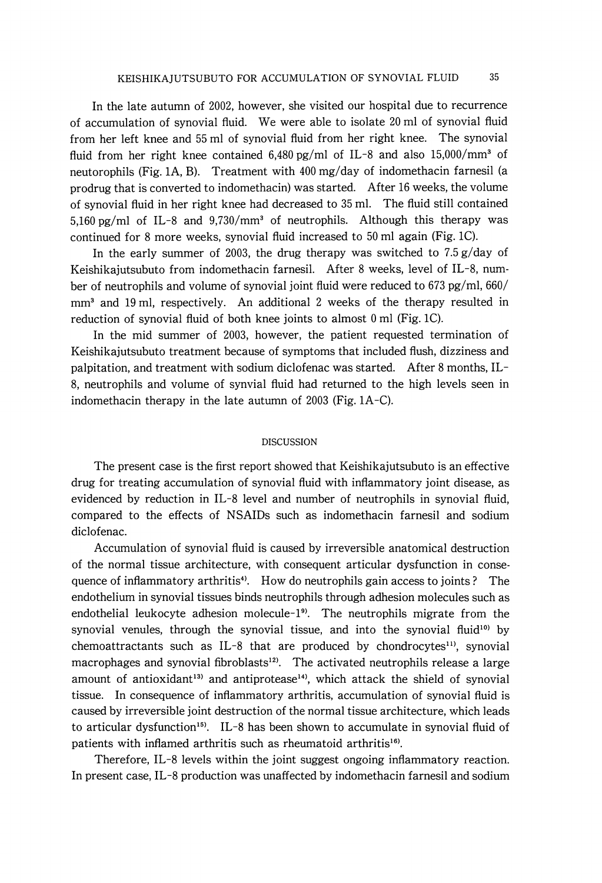In the late autumn of 2002, however, she visited our hospital due to recurrence of accumulation of synovial fluid. We were able to isolate 20 ml of synovial fluid from her left knee and 55 ml of synovial fluid from her right knee. The synovial fluid from her right knee contained 6,480 pg/ml of IL-8 and also 15,000/mm$^3$ of neutorophils (Fig. 1A, B). Treatment with 400 mg/day of indomethacin farnesil (a prodrug that is converted to indomethacin) was started. After 16 weeks, the volume of synovial fluid in her right knee had decreased to 35 ml. The fluid still contained 5,160 pg/ml of IL-8 and 9,730/mm$^3$ of neutrophils. Although this therapy was continued for 8 more weeks, synovial fluid increased to 50 ml again (Fig. 1C).

In the early summer of 2003, the drug therapy was switched to 7.5 g/day of Keishikajutsubuto from indomethacin farnesil. After 8 weeks, level of IL-8, number of neutrophils and volume of synovial joint fluid were reduced to 673 pg/ml, 660/mm$^3$ and 19 ml, respectively. An additional 2 weeks of the therapy resulted in reduction of synovial fluid of both knee joints to almost 0 ml (Fig. 1C).

In the mid summer of 2003, however, the patient requested termination of Keishikajutsubuto treatment because of symptoms that included flush, dizziness and palpitation, and treatment with sodium diclofenac was started. After 8 months, IL-8, neutrophils and volume of synvial fluid had returned to the high levels seen in indomethacin therapy in the late autumn of 2003 (Fig. 1A-C).

## DISCUSSION

The present case is the first report showed that Keishikajutsubuto is an effective drug for treating accumulation of synovial fluid with inflammatory joint disease, as evidenced by reduction in IL-8 level and number of neutrophils in synovial fluid, compared to the effects of NSAIDs such as indomethacin farnesil and sodium diclofenac.

Accumulation of synovial fluid is caused by irreversible anatomical destruction of the normal tissue architecture, with consequent articular dysfunction in consequence of inflammatory arthritis[4]. How do neutrophils gain access to joints? The endothelium in synovial tissues binds neutrophils through adhesion molecules such as endothelial leukocyte adhesion molecule-1[9]. The neutrophils migrate from the synovial venules, through the synovial tissue, and into the synovial fluid[10] by chemoattractants such as IL-8 that are produced by chondrocytes[11], synovial macrophages and synovial fibroblasts[12]. The activated neutrophils release a large amount of antioxidant[13] and antiprotease[14], which attack the shield of synovial tissue. In consequence of inflammatory arthritis, accumulation of synovial fluid is caused by irreversible joint destruction of the normal tissue architecture, which leads to articular dysfunction[15]. IL-8 has been shown to accumulate in synovial fluid of patients with inflamed arthritis such as rheumatoid arthritis[16].

Therefore, IL-8 levels within the joint suggest ongoing inflammatory reaction. In present case, IL-8 production was unaffected by indomethacin farnesil and sodium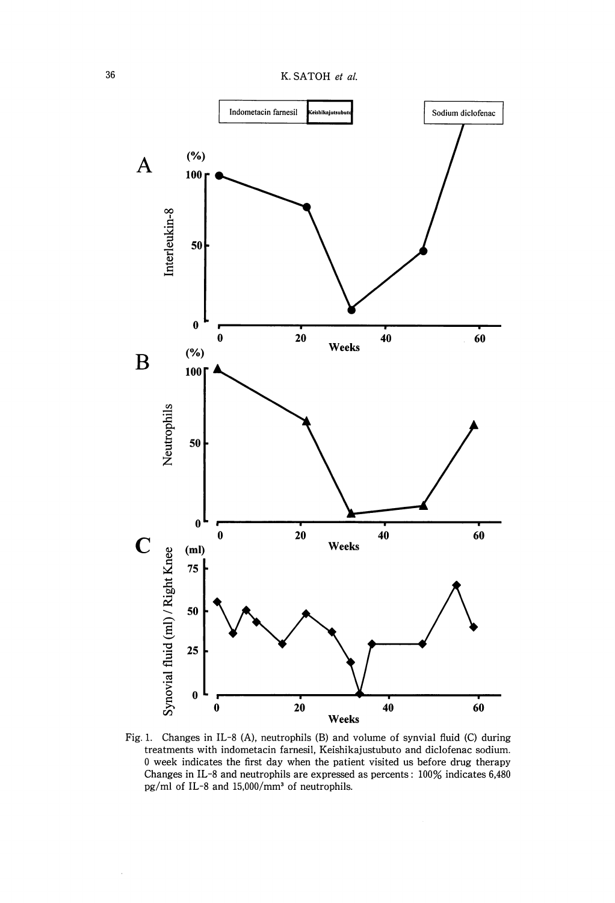Indometacin farnesil

Keishikajutsubuto

Sodium diclofenac

A

(%)

100

50

0

Interleukin-8

0 20 40 60

Weeks

B

(%)

100

50

0

Neutrophils

0 20 40 60

Weeks

C

(ml)

75

50

25

0

Synovial fluid (ml) / Right Knee

0 20 40 60

Weeks

Fig. 1. Changes in IL-8 (A), neutrophils (B) and volume of synvial fluid (C) during treatments with indometacin farnesil, Keishikajustubuto and diclofenac sodium. 0 week indicates the first day when the patient visited us before drug therapy Changes in IL-8 and neutrophils are expressed as percents: 100% indicates 6,480 pg/ml of IL-8 and 15,000/mm$^3$ of neutrophils.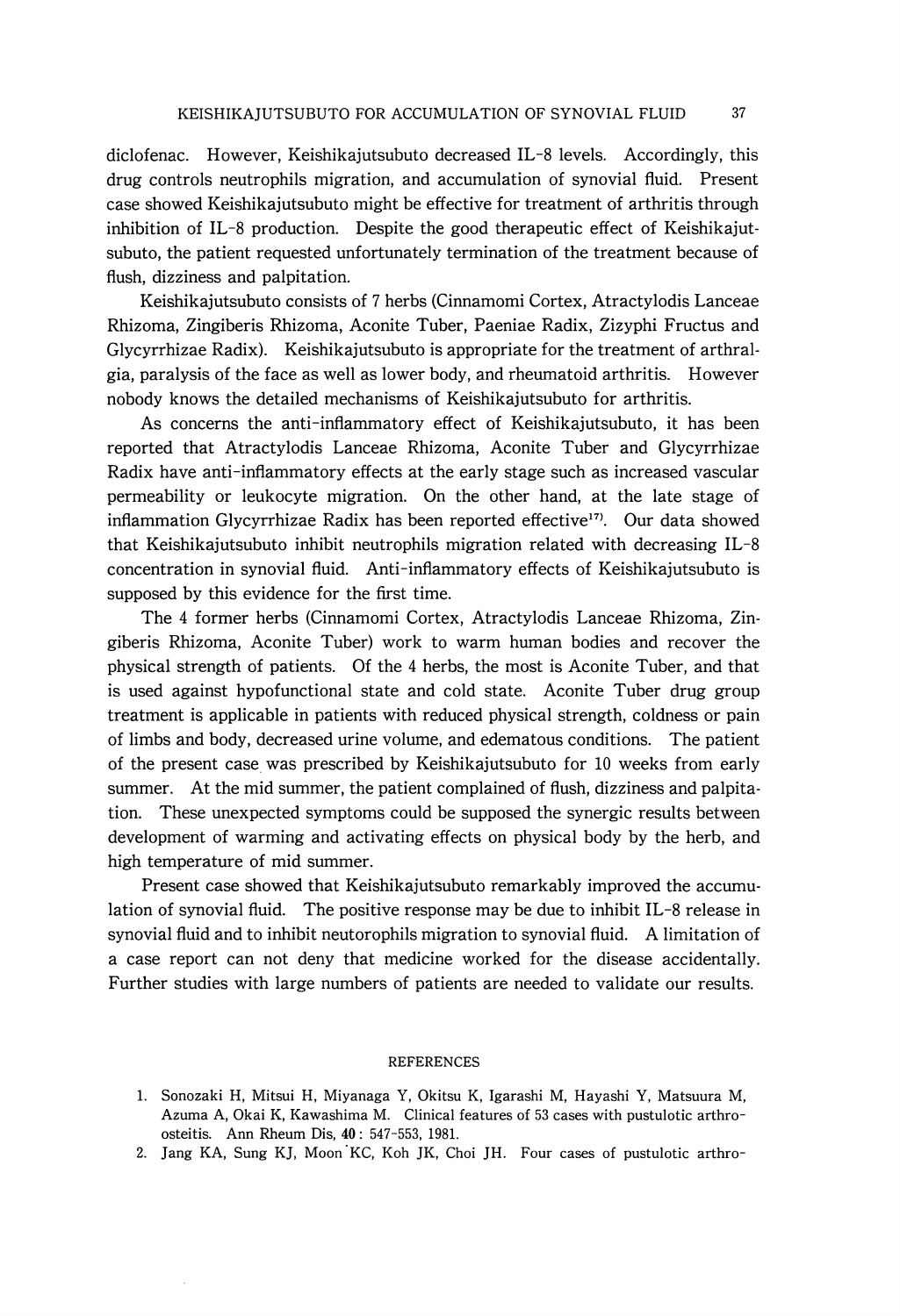diclofenac. However, Keishikajutsubuto decreased IL-8 levels. Accordingly, this drug controls neutrophils migration, and accumulation of synovial fluid. Present case showed Keishikajutsubuto might be effective for treatment of arthritis through inhibition of IL-8 production. Despite the good therapeutic effect of Keishikajutsubuto, the patient requested unfortunately termination of the treatment because of flush, dizziness and palpitation.

Keishikajutsubuto consists of 7 herbs (Cinnamomi Cortex, Atractylodis Lanceae Rhizoma, Zingiberis Rhizoma, Aconite Tuber, Paeniae Radix, Zizyphi Fructus and Glycyrrhizae Radix). Keishikajutsubuto is appropriate for the treatment of arthralgia, paralysis of the face as well as lower body, and rheumatoid arthritis. However nobody knows the detailed mechanisms of Keishikajutsubuto for arthritis.

As concerns the anti-inflammatory effect of Keishikajutsubuto, it has been reported that Atractylodis Lanceae Rhizoma, Aconite Tuber and Glycyrrhizae Radix have anti-inflammatory effects at the early stage such as increased vascular permeability or leukocyte migration. On the other hand, at the late stage of inflammation Glycyrrhizae Radix has been reported effective[17]. Our data showed that Keishikajutsubuto inhibit neutrophils migration related with decreasing IL-8 concentration in synovial fluid. Anti-inflammatory effects of Keishikajutsubuto is supposed by this evidence for the first time.

The 4 former herbs (Cinnamomi Cortex, Atractylodis Lanceae Rhizoma, Zingiberis Rhizoma, Aconite Tuber) work to warm human bodies and recover the physical strength of patients. Of the 4 herbs, the most is Aconite Tuber, and that is used against hypofunctional state and cold state. Aconite Tuber drug group treatment is applicable in patients with reduced physical strength, coldness or pain of limbs and body, decreased urine volume, and edematous conditions. The patient of the present case was prescribed by Keishikajutsubuto for 10 weeks from early summer. At the mid summer, the patient complained of flush, dizziness and palpitation. These unexpected symptoms could be supposed the synergic results between development of warming and activating effects on physical body by the herb, and high temperature of mid summer.

Present case showed that Keishikajutsubuto remarkably improved the accumulation of synovial fluid. The positive response may be due to inhibit IL-8 release in synovial fluid and to inhibit neutorophils migration to synovial fluid. A limitation of a case report can not deny that medicine worked for the disease accidentally. Further studies with large numbers of patients are needed to validate our results.

## REFERENCES

1. Sonozaki H, Mitsui H, Miyanaga Y, Okitsu K, Igarashi M, Hayashi Y, Matsuura M, Azuma A, Okai K, Kawashima M. Clinical features of 53 cases with pustulotic arthro-osteitis. Ann Rheum Dis, **40**: 547-553, 1981.
2. Jang KA, Sung KJ, Moon KC, Koh JK, Choi JH. Four cases of pustulotic arthro-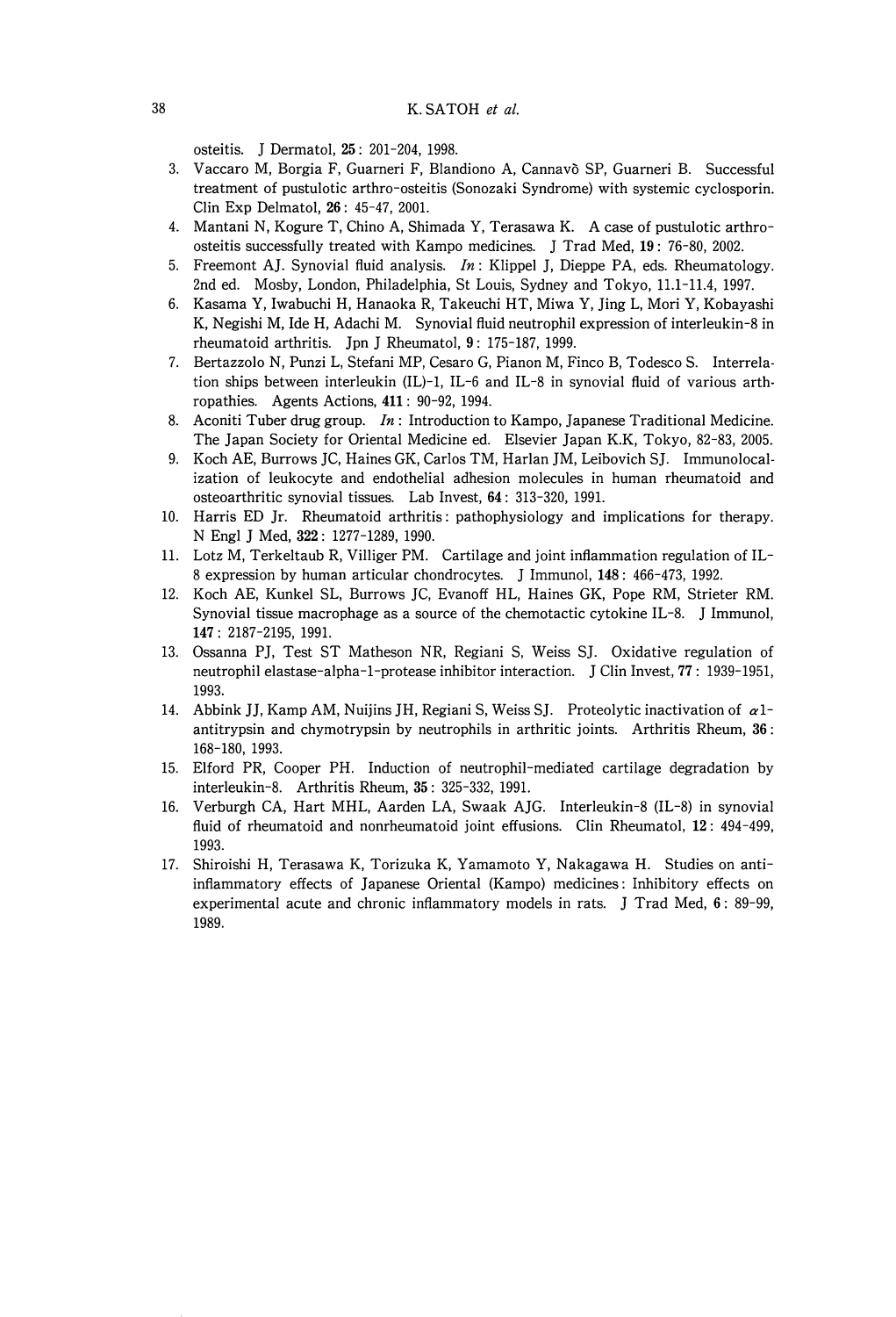osteitis. J Dermatol, **25**: 201-204, 1998.

3. Vaccaro M, Borgia F, Guarneri F, Blandiono A, Cannavõ SP, Guarneri B. Successful treatment of pustulotic arthro-osteitis (Sonozaki Syndrome) with systemic cyclosporin. Clin Exp Delmatol, **26**: 45-47, 2001.
4. Mantani N, Kogure T, Chino A, Shimada Y, Terasawa K. A case of pustulotic arthro-osteitis successfully treated with Kampo medicines. J Trad Med, **19**: 76-80, 2002.
5. Freemont AJ. Synovial fluid analysis. *In*: Klippel J, Dieppe PA, eds. Rheumatology. 2nd ed. Mosby, London, Philadelphia, St Louis, Sydney and Tokyo, 11.1-11.4, 1997.
6. Kasama Y, Iwabuchi H, Hanaoka R, Takeuchi HT, Miwa Y, Jing L, Mori Y, Kobayashi K, Negishi M, Ide H, Adachi M. Synovial fluid neutrophil expression of interleukin-8 in rheumatoid arthritis. Jpn J Rheumatol, **9**: 175-187, 1999.
7. Bertazzolo N, Punzi L, Stefani MP, Cesaro G, Pianon M, Finco B, Todesco S. Interrelation ships between interleukin (IL)-1, IL-6 and IL-8 in synovial fluid of various arthropathies. Agents Actions, **411**: 90-92, 1994.
8. Aconiti Tuber drug group. *In*: Introduction to Kampo, Japanese Traditional Medicine. The Japan Society for Oriental Medicine ed. Elsevier Japan K.K, Tokyo, 82-83, 2005.
9. Koch AE, Burrows JC, Haines GK, Carlos TM, Harlan JM, Leibovich SJ. Immunolocalization of leukocyte and endothelial adhesion molecules in human rheumatoid and osteoarthritic synovial tissues. Lab Invest, **64**: 313-320, 1991.
10. Harris ED Jr. Rheumatoid arthritis: pathophysiology and implications for therapy. N Engl J Med, **322**: 1277-1289, 1990.
11. Lotz M, Terkeltaub R, Villiger PM. Cartilage and joint inflammation regulation of IL-8 expression by human articular chondrocytes. J Immunol, **148**: 466-473, 1992.
12. Koch AE, Kunkel SL, Burrows JC, Evanoff HL, Haines GK, Pope RM, Strieter RM. Synovial tissue macrophage as a source of the chemotactic cytokine IL-8. J Immunol, **147**: 2187-2195, 1991.
13. Ossanna PJ, Test ST Matheson NR, Regiani S, Weiss SJ. Oxidative regulation of neutrophil elastase-alpha-1-protease inhibitor interaction. J Clin Invest, **77**: 1939-1951, 1993.
14. Abbink JJ, Kamp AM, Nuijins JH, Regiani S, Weiss SJ. Proteolytic inactivation of $\alpha$1-antitrypsin and chymotrypsin by neutrophils in arthritic joints. Arthritis Rheum, **36**: 168-180, 1993.
15. Elford PR, Cooper PH. Induction of neutrophil-mediated cartilage degradation by interleukin-8. Arthritis Rheum, **35**: 325-332, 1991.
16. Verburgh CA, Hart MHL, Aarden LA, Swaak AJG. Interleukin-8 (IL-8) in synovial fluid of rheumatoid and nonrheumatoid joint effusions. Clin Rheumatol, **12**: 494-499, 1993.
17. Shiroishi H, Terasawa K, Torizuka K, Yamamoto Y, Nakagawa H. Studies on anti-inflammatory effects of Japanese Oriental (Kampo) medicines: Inhibitory effects on experimental acute and chronic inflammatory models in rats. J Trad Med, **6**: 89-99, 1989.